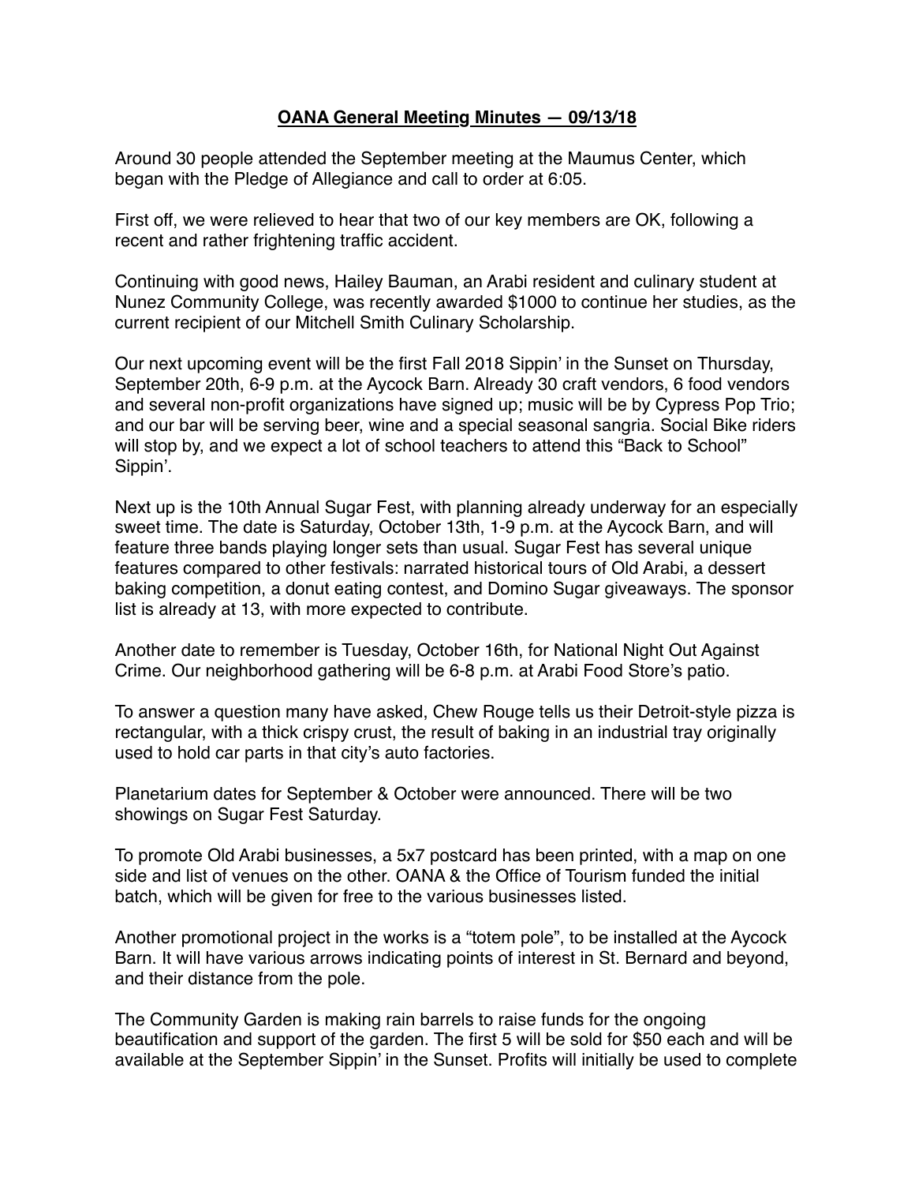**OANA General Meeting Minutes — 09/13/18**

Around 30 people attended the September meeting at the Maumus Center, which began with the Pledge of Allegiance and call to order at 6:05.

First off, we were relieved to hear that two of our key members are OK, following a recent and rather frightening traffic accident.

Continuing with good news, Hailey Bauman, an Arabi resident and culinary student at Nunez Community College, was recently awarded $1000 to continue her studies, as the current recipient of our Mitchell Smith Culinary Scholarship.

Our next upcoming event will be the first Fall 2018 Sippin' in the Sunset on Thursday, September 20th, 6-9 p.m. at the Aycock Barn. Already 30 craft vendors, 6 food vendors and several non-profit organizations have signed up; music will be by Cypress Pop Trio; and our bar will be serving beer, wine and a special seasonal sangria. Social Bike riders will stop by, and we expect a lot of school teachers to attend this "Back to School" Sippin'.

Next up is the 10th Annual Sugar Fest, with planning already underway for an especially sweet time. The date is Saturday, October 13th, 1-9 p.m. at the Aycock Barn, and will feature three bands playing longer sets than usual. Sugar Fest has several unique features compared to other festivals: narrated historical tours of Old Arabi, a dessert baking competition, a donut eating contest, and Domino Sugar giveaways. The sponsor list is already at 13, with more expected to contribute.

Another date to remember is Tuesday, October 16th, for National Night Out Against Crime. Our neighborhood gathering will be 6-8 p.m. at Arabi Food Store's patio.

To answer a question many have asked, Chew Rouge tells us their Detroit-style pizza is rectangular, with a thick crispy crust, the result of baking in an industrial tray originally used to hold car parts in that city's auto factories.

Planetarium dates for September & October were announced. There will be two showings on Sugar Fest Saturday.

To promote Old Arabi businesses, a 5x7 postcard has been printed, with a map on one side and list of venues on the other. OANA & the Office of Tourism funded the initial batch, which will be given for free to the various businesses listed.

Another promotional project in the works is a "totem pole", to be installed at the Aycock Barn. It will have various arrows indicating points of interest in St. Bernard and beyond, and their distance from the pole.

The Community Garden is making rain barrels to raise funds for the ongoing beautification and support of the garden. The first 5 will be sold for $50 each and will be available at the September Sippin' in the Sunset. Profits will initially be used to complete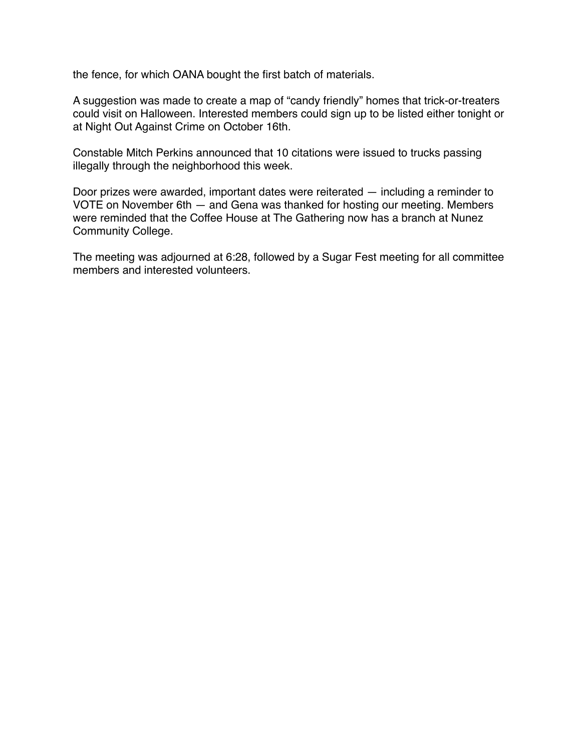the fence, for which OANA bought the first batch of materials.

A suggestion was made to create a map of “candy friendly” homes that trick-or-treaters could visit on Halloween. Interested members could sign up to be listed either tonight or at Night Out Against Crime on October 16th.

Constable Mitch Perkins announced that 10 citations were issued to trucks passing illegally through the neighborhood this week.

Door prizes were awarded, important dates were reiterated — including a reminder to VOTE on November 6th — and Gena was thanked for hosting our meeting. Members were reminded that the Coffee House at The Gathering now has a branch at Nunez Community College.

The meeting was adjourned at 6:28, followed by a Sugar Fest meeting for all committee members and interested volunteers.